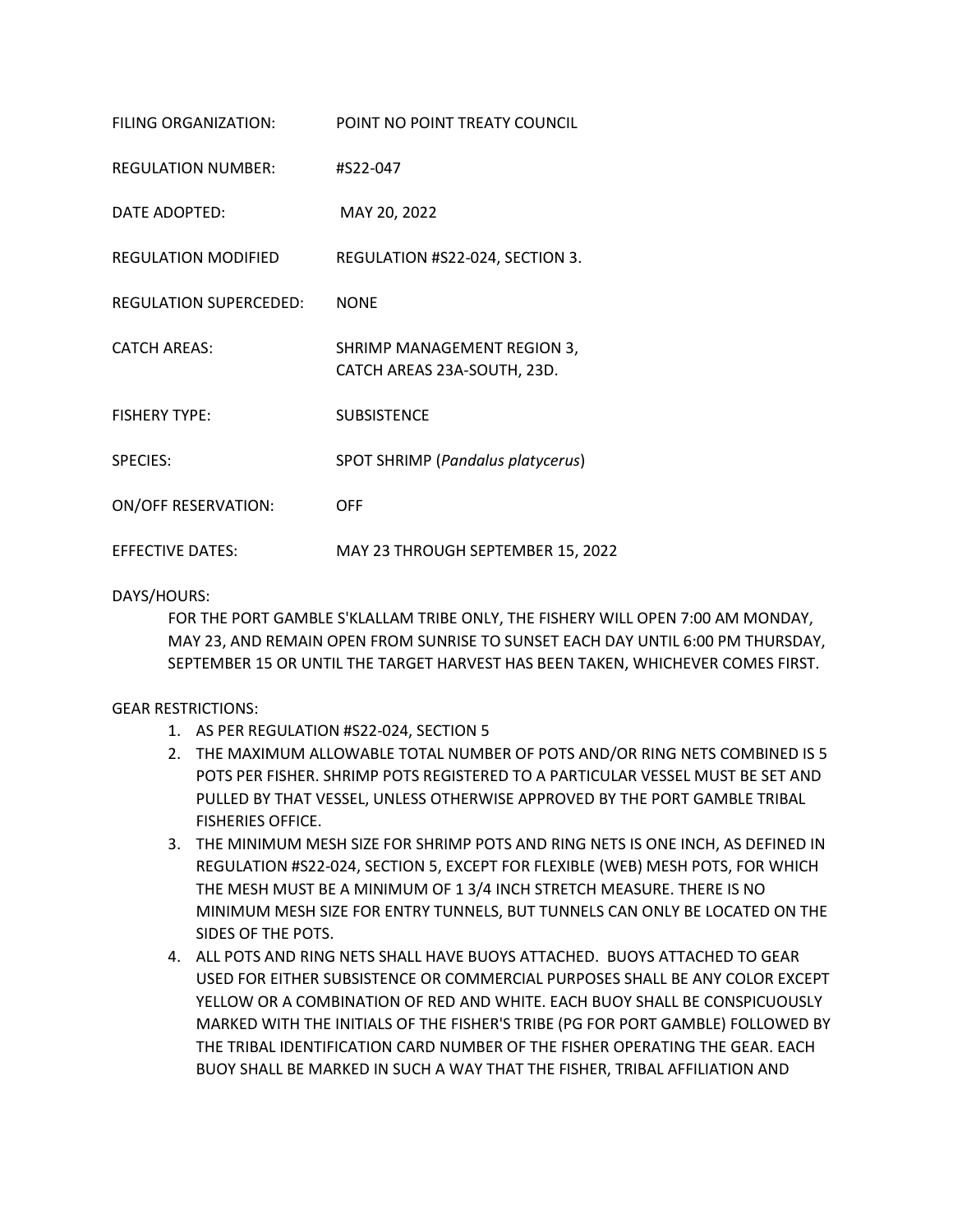FILING ORGANIZATION: POINT NO POINT TREATY COUNCIL

REGULATION NUMBER: #S22-047

DATE ADOPTED: MAY 20, 2022

REGULATION MODIFIED REGULATION #S22-024, SECTION 3.

REGULATION SUPERCEDED: NONE

CATCH AREAS: SHRIMP MANAGEMENT REGION 3, CATCH AREAS 23A-SOUTH, 23D.

FISHERY TYPE: SUBSISTENCE

SPECIES: SPOT SHRIMP (*Pandalus platycerus*)

ON/OFF RESERVATION: OFF

EFFECTIVE DATES: MAY 23 THROUGH SEPTEMBER 15, 2022

DAYS/HOURS:

FOR THE PORT GAMBLE S'KLALLAM TRIBE ONLY, THE FISHERY WILL OPEN 7:00 AM MONDAY, MAY 23, AND REMAIN OPEN FROM SUNRISE TO SUNSET EACH DAY UNTIL 6:00 PM THURSDAY, SEPTEMBER 15 OR UNTIL THE TARGET HARVEST HAS BEEN TAKEN, WHICHEVER COMES FIRST.

GEAR RESTRICTIONS:

1. AS PER REGULATION #S22-024, SECTION 5
2. THE MAXIMUM ALLOWABLE TOTAL NUMBER OF POTS AND/OR RING NETS COMBINED IS 5 POTS PER FISHER. SHRIMP POTS REGISTERED TO A PARTICULAR VESSEL MUST BE SET AND PULLED BY THAT VESSEL, UNLESS OTHERWISE APPROVED BY THE PORT GAMBLE TRIBAL FISHERIES OFFICE.
3. THE MINIMUM MESH SIZE FOR SHRIMP POTS AND RING NETS IS ONE INCH, AS DEFINED IN REGULATION #S22-024, SECTION 5, EXCEPT FOR FLEXIBLE (WEB) MESH POTS, FOR WHICH THE MESH MUST BE A MINIMUM OF 1 3/4 INCH STRETCH MEASURE. THERE IS NO MINIMUM MESH SIZE FOR ENTRY TUNNELS, BUT TUNNELS CAN ONLY BE LOCATED ON THE SIDES OF THE POTS.
4. ALL POTS AND RING NETS SHALL HAVE BUOYS ATTACHED. BUOYS ATTACHED TO GEAR USED FOR EITHER SUBSISTENCE OR COMMERCIAL PURPOSES SHALL BE ANY COLOR EXCEPT YELLOW OR A COMBINATION OF RED AND WHITE. EACH BUOY SHALL BE CONSPICUOUSLY MARKED WITH THE INITIALS OF THE FISHER'S TRIBE (PG FOR PORT GAMBLE) FOLLOWED BY THE TRIBAL IDENTIFICATION CARD NUMBER OF THE FISHER OPERATING THE GEAR. EACH BUOY SHALL BE MARKED IN SUCH A WAY THAT THE FISHER, TRIBAL AFFILIATION AND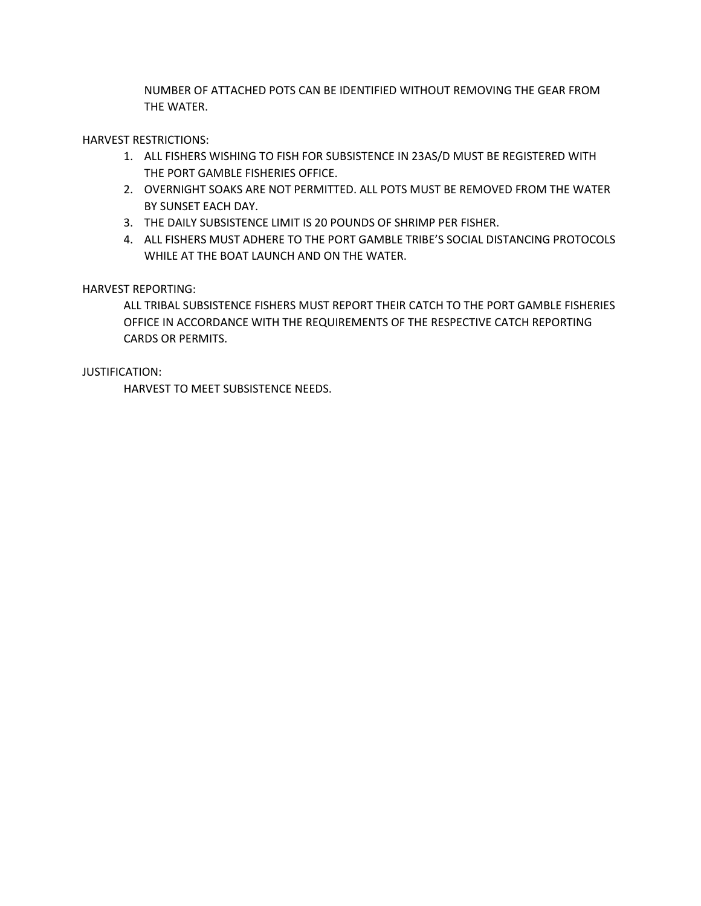NUMBER OF ATTACHED POTS CAN BE IDENTIFIED WITHOUT REMOVING THE GEAR FROM THE WATER.

HARVEST RESTRICTIONS:

1. ALL FISHERS WISHING TO FISH FOR SUBSISTENCE IN 23AS/D MUST BE REGISTERED WITH THE PORT GAMBLE FISHERIES OFFICE.
2. OVERNIGHT SOAKS ARE NOT PERMITTED. ALL POTS MUST BE REMOVED FROM THE WATER BY SUNSET EACH DAY.
3. THE DAILY SUBSISTENCE LIMIT IS 20 POUNDS OF SHRIMP PER FISHER.
4. ALL FISHERS MUST ADHERE TO THE PORT GAMBLE TRIBE'S SOCIAL DISTANCING PROTOCOLS WHILE AT THE BOAT LAUNCH AND ON THE WATER.

HARVEST REPORTING:

ALL TRIBAL SUBSISTENCE FISHERS MUST REPORT THEIR CATCH TO THE PORT GAMBLE FISHERIES OFFICE IN ACCORDANCE WITH THE REQUIREMENTS OF THE RESPECTIVE CATCH REPORTING CARDS OR PERMITS.

JUSTIFICATION:

HARVEST TO MEET SUBSISTENCE NEEDS.